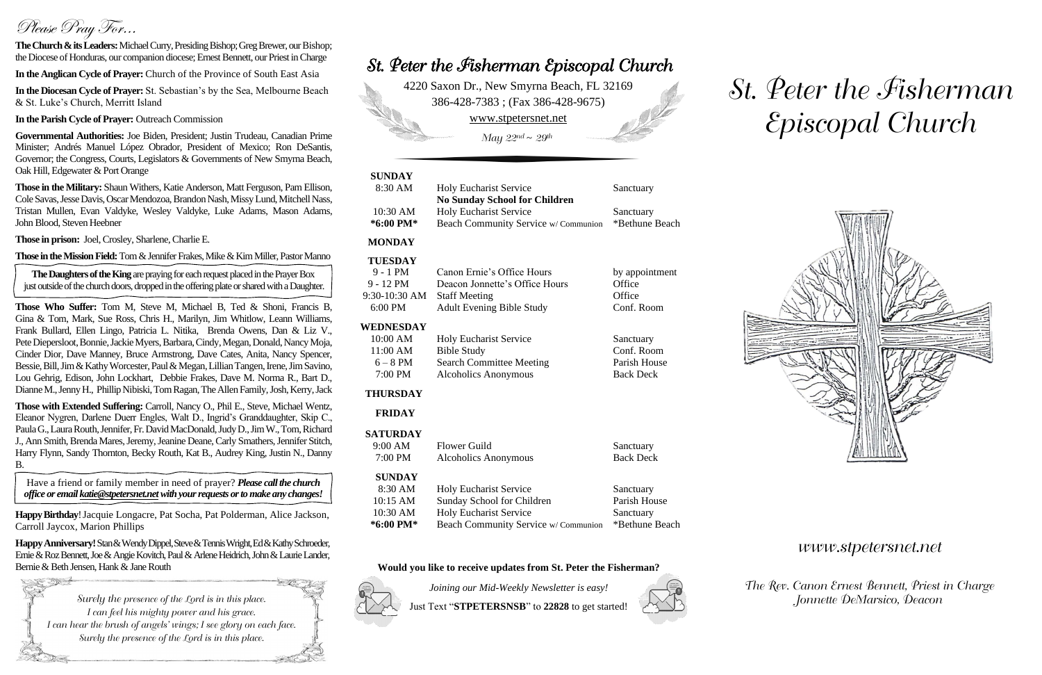## Please Pray For...

**The Church & its Leaders:** Michael Curry, Presiding Bishop; Greg Brewer, our Bishop; the Diocese of Honduras, our companion diocese; Ernest Bennett, our Priest in Charge

**In the Anglican Cycle of Prayer:** Church of the Province of South East Asia

**In the Diocesan Cycle of Prayer:** St. Sebastian's by the Sea, Melbourne Beach & St. Luke's Church, Merritt Island

**In the Parish Cycle of Prayer:** Outreach Commission

**Governmental Authorities:** Joe Biden, President; Justin Trudeau, Canadian Prime Minister; Andrés Manuel López Obrador, President of Mexico; Ron DeSantis, Governor; the Congress, Courts, Legislators & Governments of New Smyrna Beach, Oak Hill, Edgewater & Port Orange

**Those in the Military:** Shaun Withers, Katie Anderson, Matt Ferguson, Pam Ellison, Cole Savas, Jesse Davis, Oscar Mendozoa, Brandon Nash, Missy Lund, Mitchell Nass, Tristan Mullen, Evan Valdyke, Wesley Valdyke, Luke Adams, Mason Adams, John Blood, Steven Heebner

**Those in prison:** Joel, Crosley, Sharlene, Charlie E.

**Those in the Mission Field:** Tom & Jennifer Frakes, Mike & Kim Miller, Pastor Manno

**The Daughters of the King** are praying for each request placed in the Prayer Box just outside of the church doors, dropped in the offering plate or shared with a Daughter.

**Those Who Suffer:** Tom M, Steve M, Michael B, Ted & Shoni, Francis B, Gina & Tom, Mark, Sue Ross, Chris H., Marilyn, Jim Whitlow, Leann Williams, Frank Bullard, Ellen Lingo, Patricia L. Nitika, Brenda Owens, Dan & Liz V., Pete Dieepersloot, Bonnie, Jackie Myers, Barbara, Cindy, Megan, Donald, Nancy Moja, Cinder Dior, Dave Manney, Bruce Armstrong, Dave Cates, Anita, Nancy Spencer, Bessie, Bill, Jim & Kathy Worcester, Paul & Megan, Lillian Tangen, Irene, Jim Savino, Lou Gehrig, Edison, John Lockhart, Debbie Frakes, Dave M. Norma R., Bart D., Dianne M., Jenny H., Phillip Nibiski, Tom Ragan, The Allen Family, Josh, Kerry, Jack

**Those with Extended Suffering:** Carroll, Nancy O., Phil E., Steve, Michael Wentz, Eleanor Nygren, Darlene Duerr Engles, Walt D., Ingrid's Granddaughter, Skip C., Paula G., Laura Routh, Jennifer, Fr. David MacDonald, Judy D., Jim W., Tom, Richard J., Ann Smith, Brenda Mares, Jeremy, Jeanine Deane, Carly Smathers, Jennifer Stitch, Harry Flynn, Sandy Thornton, Becky Routh, Kat B., Audrey King, Justin N., Danny B.

Have a friend or family member in need of prayer? ***Please call the church office or email katie@stpetersnet.net with your requests or to make any changes!***

**Happy Birthday**! Jacquie Longacre, Pat Socha, Pat Polderman, Alice Jackson, Carroll Jaycox, Marion Phillips

**Happy Anniversary!** Stan & Wendy Dippel, Steve & Tennis Wright, Ed & Kathy Schroeder, Ernie & Roz Bennett, Joe & Angie Kovitch, Paul & Arlene Heidrich, John & Laurie Lander, Bernie & Beth Jensen, Hank & Jane Routh

*Surely the presence of the Lord is in this place.*
*I can feel his mighty power and his grace.*
*I can hear the brush of angels' wings; I see glory on each face.*
*Surely the presence of the Lord is in this place.*

# St. Peter the Fisherman Episcopal Church

4220 Saxon Dr., New Smyrna Beach, FL 32169
386-428-7383 ; (Fax 386-428-9675)
www.stpetersnet.net

*May 22nd ~ 29th*

| | | |
|---|---|---|
| **SUNDAY** | | |
| 8:30 AM | Holy Eucharist Service | Sanctuary |
| | **No Sunday School for Children** | |
| 10:30 AM | Holy Eucharist Service | Sanctuary |
| ***6:00 PM*** | Beach Community Service w/ Communion | *Bethune Beach |
| **MONDAY** | | |
| **TUESDAY** | | |
| 9 - 1 PM | Canon Ernie's Office Hours | by appointment |
| 9 - 12 PM | Deacon Jonnette's Office Hours | Office |
| 9:30-10:30 AM | Staff Meeting | Office |
| 6:00 PM | Adult Evening Bible Study | Conf. Room |
| **WEDNESDAY** | | |
| 10:00 AM | Holy Eucharist Service | Sanctuary |
| 11:00 AM | Bible Study | Conf. Room |
| 6 – 8 PM | Search Committee Meeting | Parish House |
| 7:00 PM | Alcoholics Anonymous | Back Deck |
| **THURSDAY** | | |
| **FRIDAY** | | |
| **SATURDAY** | | |
| 9:00 AM | Flower Guild | Sanctuary |
| 7:00 PM | Alcoholics Anonymous | Back Deck |
| **SUNDAY** | | |
| 8:30 AM | Holy Eucharist Service | Sanctuary |
| 10:15 AM | Sunday School for Children | Parish House |
| 10:30 AM | Holy Eucharist Service | Sanctuary |
| ***6:00 PM*** | Beach Community Service w/ Communion | *Bethune Beach |

**Would you like to receive updates from St. Peter the Fisherman?**

*Joining our Mid-Weekly Newsletter is easy!*

Just Text "**STPETERSNSB**" to **22828** to get started!

# St. Peter the Fisherman Episcopal Church

*www.stpetersnet.net*

*The Rev. Canon Ernest Bennett, Priest in Charge*
*Jonnette DeMarsico, Deacon*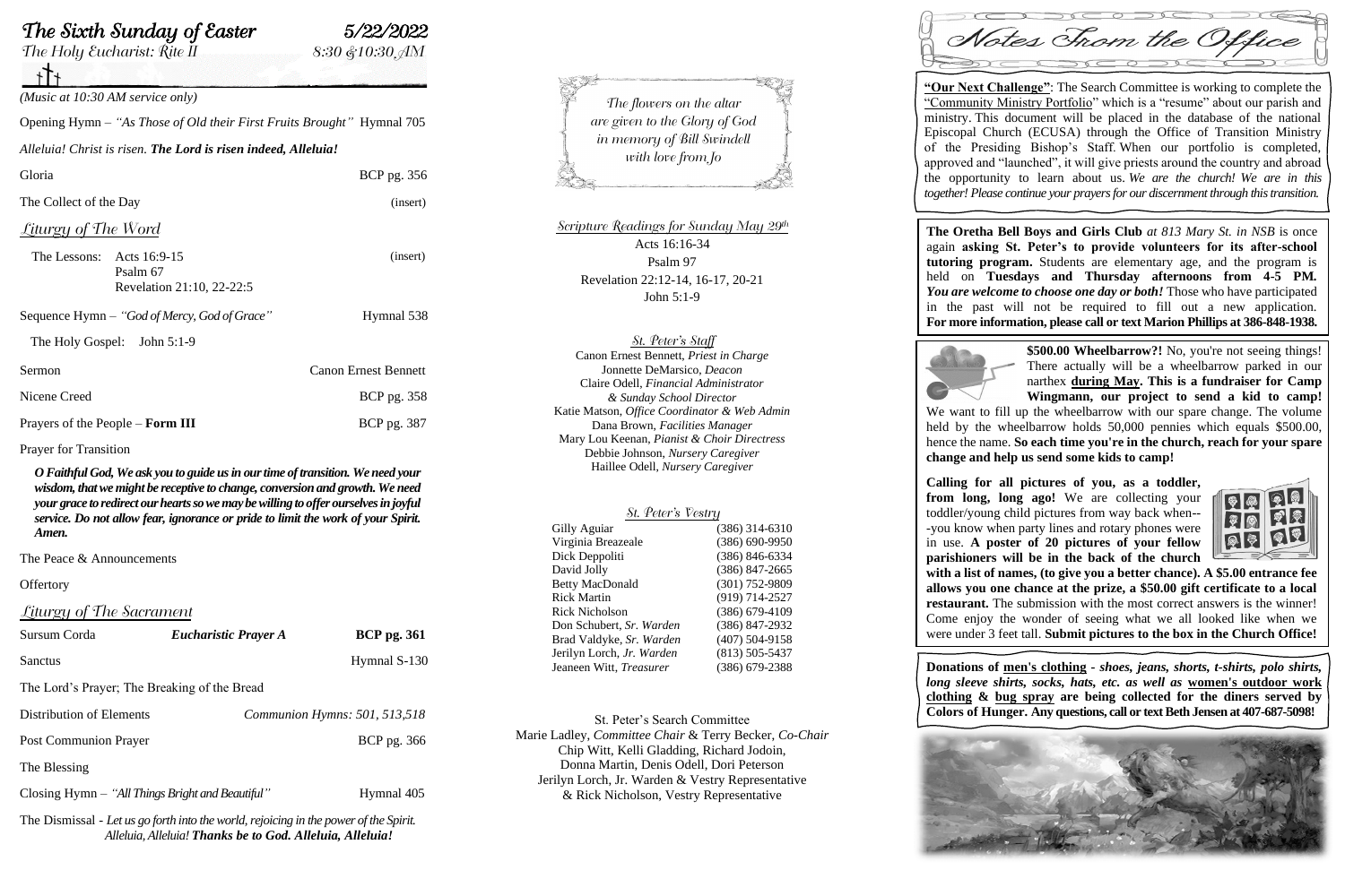# The Sixth Sunday of Easter 5/22/2022

The Holy Eucharist: Rite II 8:30 &10:30 AM

*(Music at 10:30 AM service only)*

Opening Hymn – *"As Those of Old their First Fruits Brought"* Hymnal 705

*Alleluia! Christ is risen.* ***The Lord is risen indeed, Alleluia!***

Gloria BCP pg. 356

The Collect of the Day (insert)

## Liturgy of The Word

The Lessons: Acts 16:9-15 (insert)
Psalm 67
Revelation 21:10, 22-22:5

Sequence Hymn – *"God of Mercy, God of Grace"* Hymnal 538

The Holy Gospel: John 5:1-9

Sermon Canon Ernest Bennett

Nicene Creed BCP pg. 358

Prayers of the People – **Form III** BCP pg. 387

Prayer for Transition

***O Faithful God, We ask you to guide us in our time of transition. We need your wisdom, that we might be receptive to change, conversion and growth. We need your grace to redirect our hearts so we may be willing to offer ourselves in joyful service. Do not allow fear, ignorance or pride to limit the work of your Spirit. Amen.***

The Peace & Announcements

Offertory

## Liturgy of The Sacrament

Sursum Corda ***Eucharistic Prayer A*** **BCP pg. 361**

Sanctus Hymnal S-130

The Lord's Prayer; The Breaking of the Bread

Distribution of Elements *Communion Hymns: 501, 513,518*

Post Communion Prayer BCP pg. 366

The Blessing

Closing Hymn – *"All Things Bright and Beautiful"* Hymnal 405

The Dismissal - *Let us go forth into the world, rejoicing in the power of the Spirit. Alleluia, Alleluia!* ***Thanks be to God. Alleluia, Alleluia!***

*The flowers on the altar are given to the Glory of God in memory of Bill Swindell with love from Jo*

### Scripture Readings for Sunday May 29th

Acts 16:16-34
Psalm 97
Revelation 22:12-14, 16-17, 20-21
John 5:1-9

### St. Peter's Staff

Canon Ernest Bennett, *Priest in Charge*
Jonnette DeMarsico, *Deacon*
Claire Odell, *Financial Administrator & Sunday School Director*
Katie Matson, *Office Coordinator & Web Admin*
Dana Brown, *Facilities Manager*
Mary Lou Keenan, *Pianist & Choir Directress*
Debbie Johnson, *Nursery Caregiver*
Haillee Odell, *Nursery Caregiver*

### St. Peter's Vestry

| | |
|---|---|
| Gilly Aguiar | (386) 314-6310 |
| Virginia Breazeale | (386) 690-9950 |
| Dick Deppoliti | (386) 846-6334 |
| David Jolly | (386) 847-2665 |
| Betty MacDonald | (301) 752-9809 |
| Rick Martin | (919) 714-2527 |
| Rick Nicholson | (386) 679-4109 |
| Don Schubert, *Sr. Warden* | (386) 847-2932 |
| Brad Valdyke, *Sr. Warden* | (407) 504-9158 |
| Jerilyn Lorch, *Jr. Warden* | (813) 505-5437 |
| Jeaneen Witt, *Treasurer* | (386) 679-2388 |

St. Peter's Search Committee
Marie Ladley, *Committee Chair* & Terry Becker, *Co-Chair*
Chip Witt, Kelli Gladding, Richard Jodoin,
Donna Martin, Denis Odell, Dori Peterson
Jerilyn Lorch, Jr. Warden & Vestry Representative
& Rick Nicholson, Vestry Representative

# Notes From the Office

**"Our Next Challenge"**: The Search Committee is working to complete the "Community Ministry Portfolio" which is a "resume" about our parish and ministry. This document will be placed in the database of the national Episcopal Church (ECUSA) through the Office of Transition Ministry of the Presiding Bishop's Staff. When our portfolio is completed, approved and "launched", it will give priests around the country and abroad the opportunity to learn about us. *We are the church! We are in this together! Please continue your prayers for our discernment through this transition.*

**The Oretha Bell Boys and Girls Club** *at 813 Mary St. in NSB* is once again **asking St. Peter's to provide volunteers for its after-school tutoring program.** Students are elementary age, and the program is held on **Tuesdays and Thursday afternoons from 4-5 PM.** ***You are welcome to choose one day or both!*** Those who have participated in the past will not be required to fill out a new application. **For more information, please call or text Marion Phillips at 386-848-1938.**

**$500.00 Wheelbarrow?!** No, you're not seeing things! There actually will be a wheelbarrow parked in our narthex **during May. This is a fundraiser for Camp Wingmann, our project to send a kid to camp!** We want to fill up the wheelbarrow with our spare change. The volume held by the wheelbarrow holds 50,000 pennies which equals $500.00, hence the name. **So each time you're in the church, reach for your spare change and help us send some kids to camp!**

**Calling for all pictures of you, as a toddler, from long, long ago!** We are collecting your toddler/young child pictures from way back when--you know when party lines and rotary phones were in use. **A poster of 20 pictures of your fellow parishioners will be in the back of the church with a list of names, (to give you a better chance). A $5.00 entrance fee allows you one chance at the prize, a $50.00 gift certificate to a local restaurant.** The submission with the most correct answers is the winner! Come enjoy the wonder of seeing what we all looked like when we were under 3 feet tall. **Submit pictures to the box in the Church Office!**

**Donations of men's clothing** - ***shoes, jeans, shorts, t-shirts, polo shirts, long sleeve shirts, socks, hats, etc. as well as*** **women's outdoor work clothing & bug spray are being collected for the diners served by Colors of Hunger. Any questions, call or text Beth Jensen at 407-687-5098!**